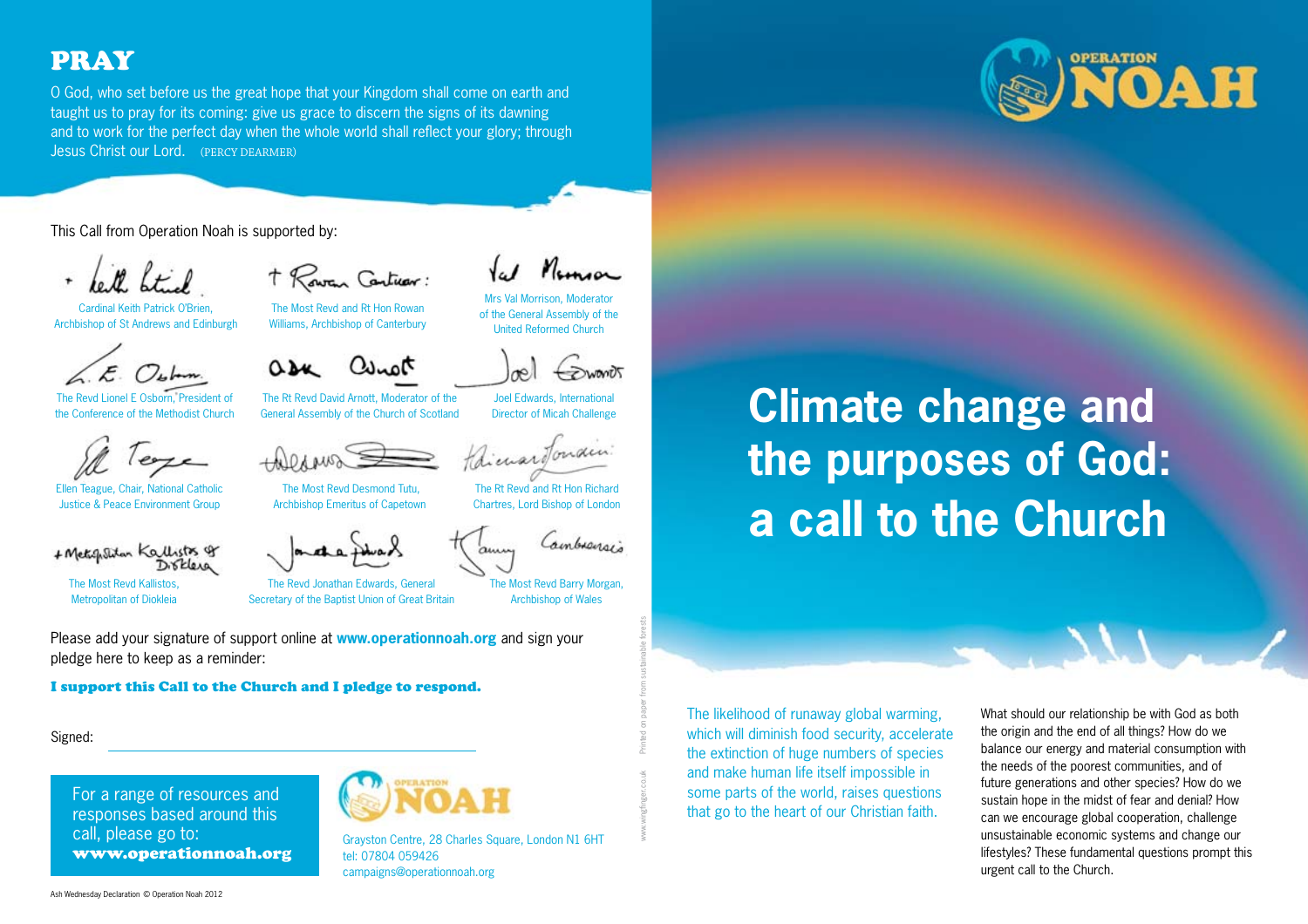# PRAY

O God, who set before us the great hope that your Kingdom shall come on earth and taught us to pray for its coming: give us grace to discern the signs of its dawning and to work for the perfect day when the whole world shall reflect your glory; through Jesus Christ our Lord. (PERCY DEARMER)

This Call from Operation Noah is supported by:

Cardinal Keith Patrick O'Brien, Archbishop of St Andrews and Edinburgh

The Most Revd and Rt Hon Rowan Williams, Archbishop of Canterbury

Mrs Val Morrison, Moderator of the General Assembly of the United Reformed Church

The Revd Lionel E Osborn, President of the Conference of the Methodist Church

The Rt Revd David Arnott, Moderator of the General Assembly of the Church of Scotland

Joel Edwards, International Director of Micah Challenge

Ellen Teague, Chair, National Catholic Justice & Peace Environment Group

The Most Revd Desmond Tutu, Archbishop Emeritus of Capetown

The Rt Revd and Rt Hon Richard Chartres, Lord Bishop of London

The Most Revd Kallistos, Metropolitan of Diokleia

The Revd Jonathan Edwards, General Secretary of the Baptist Union of Great Britain

The Most Revd Barry Morgan, Archbishop of Wales

Please add your signature of support online at **www.operationnoah.org** and sign your pledge here to keep as a reminder:

**I support this Call to the Church and I pledge to respond.**

Signed: ______________________________

For a range of resources and responses based around this call, please go to: **www.operationnoah.org**

OPERATION NOAH

Grayston Centre, 28 Charles Square, London N1 6HT
tel: 07804 059426
campaigns@operationnoah.org

Ash Wednesday Declaration © Operation Noah 2012

Printed on paper from sustainable forests

www.wingfinger.co.uk

OPERATION NOAH

# Climate change and the purposes of God: a call to the Church

The likelihood of runaway global warming, which will diminish food security, accelerate the extinction of huge numbers of species and make human life itself impossible in some parts of the world, raises questions that go to the heart of our Christian faith.

What should our relationship be with God as both the origin and the end of all things? How do we balance our energy and material consumption with the needs of the poorest communities, and of future generations and other species? How do we sustain hope in the midst of fear and denial? How can we encourage global cooperation, challenge unsustainable economic systems and change our lifestyles? These fundamental questions prompt this urgent call to the Church.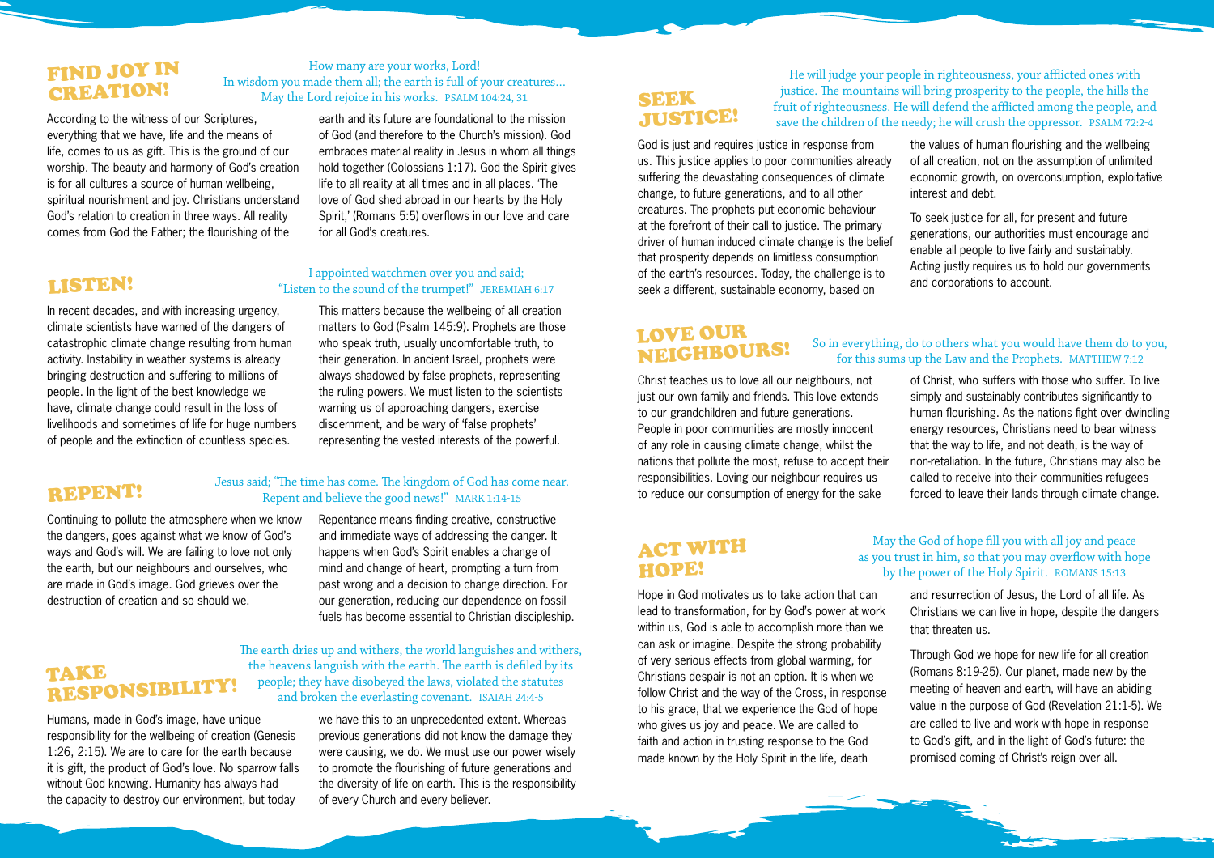## FIND JOY IN CREATION!

*How many are your works, Lord!*
*In wisdom you made them all; the earth is full of your creatures…*
*May the Lord rejoice in his works.* PSALM 104:24, 31

According to the witness of our Scriptures, everything that we have, life and the means of life, comes to us as gift. This is the ground of our worship. The beauty and harmony of God's creation is for all cultures a source of human wellbeing, spiritual nourishment and joy. Christians understand God's relation to creation in three ways. All reality comes from God the Father; the flourishing of the earth and its future are foundational to the mission of God (and therefore to the Church's mission). God embraces material reality in Jesus in whom all things hold together (Colossians 1:17). God the Spirit gives life to all reality at all times and in all places. 'The love of God shed abroad in our hearts by the Holy Spirit,' (Romans 5:5) overflows in our love and care for all God's creatures.

## LISTEN!

*I appointed watchmen over you and said;*
*"Listen to the sound of the trumpet!"* JEREMIAH 6:17

In recent decades, and with increasing urgency, climate scientists have warned of the dangers of catastrophic climate change resulting from human activity. Instability in weather systems is already bringing destruction and suffering to millions of people. In the light of the best knowledge we have, climate change could result in the loss of livelihoods and sometimes of life for huge numbers of people and the extinction of countless species. This matters because the wellbeing of all creation matters to God (Psalm 145:9). Prophets are those who speak truth, usually uncomfortable truth, to their generation. In ancient Israel, prophets were always shadowed by false prophets, representing the ruling powers. We must listen to the scientists warning us of approaching dangers, exercise discernment, and be wary of 'false prophets' representing the vested interests of the powerful.

## REPENT!

*Jesus said; "The time has come. The kingdom of God has come near.*
*Repent and believe the good news!"* MARK 1:14-15

Continuing to pollute the atmosphere when we know the dangers, goes against what we know of God's ways and God's will. We are failing to love not only the earth, but our neighbours and ourselves, who are made in God's image. God grieves over the destruction of creation and so should we.

Repentance means finding creative, constructive and immediate ways of addressing the danger. It happens when God's Spirit enables a change of mind and change of heart, prompting a turn from past wrong and a decision to change direction. For our generation, reducing our dependence on fossil fuels has become essential to Christian discipleship.

## TAKE RESPONSIBILITY!

*The earth dries up and withers, the world languishes and withers, the heavens languish with the earth. The earth is defiled by its people; they have disobeyed the laws, violated the statutes and broken the everlasting covenant.* ISAIAH 24:4-5

Humans, made in God's image, have unique responsibility for the wellbeing of creation (Genesis 1:26, 2:15). We are to care for the earth because it is gift, the product of God's love. No sparrow falls without God knowing. Humanity has always had the capacity to destroy our environment, but today we have this to an unprecedented extent. Whereas previous generations did not know the damage they were causing, we do. We must use our power wisely to promote the flourishing of future generations and the diversity of life on earth. This is the responsibility of every Church and every believer.

## SEEK JUSTICE!

*He will judge your people in righteousness, your afflicted ones with justice. The mountains will bring prosperity to the people, the hills the fruit of righteousness. He will defend the afflicted among the people, and save the children of the needy; he will crush the oppressor.* PSALM 72:2-4

God is just and requires justice in response from us. This justice applies to poor communities already suffering the devastating consequences of climate change, to future generations, and to all other creatures. The prophets put economic behaviour at the forefront of their call to justice. The primary driver of human induced climate change is the belief that prosperity depends on limitless consumption of the earth's resources. Today, the challenge is to seek a different, sustainable economy, based on the values of human flourishing and the wellbeing of all creation, not on the assumption of unlimited economic growth, on overconsumption, exploitative interest and debt.

To seek justice for all, for present and future generations, our authorities must encourage and enable all people to live fairly and sustainably. Acting justly requires us to hold our governments and corporations to account.

## LOVE OUR NEIGHBOURS!

*So in everything, do to others what you would have them do to you, for this sums up the Law and the Prophets.* MATTHEW 7:12

Christ teaches us to love all our neighbours, not just our own family and friends. This love extends to our grandchildren and future generations. People in poor communities are mostly innocent of any role in causing climate change, whilst the nations that pollute the most, refuse to accept their responsibilities. Loving our neighbour requires us to reduce our consumption of energy for the sake of Christ, who suffers with those who suffer. To live simply and sustainably contributes significantly to human flourishing. As the nations fight over dwindling energy resources, Christians need to bear witness that the way to life, and not death, is the way of non-retaliation. In the future, Christians may also be called to receive into their communities refugees forced to leave their lands through climate change.

## ACT WITH HOPE!

*May the God of hope fill you with all joy and peace as you trust in him, so that you may overflow with hope by the power of the Holy Spirit.* ROMANS 15:13

Hope in God motivates us to take action that can lead to transformation, for by God's power at work within us, God is able to accomplish more than we can ask or imagine. Despite the strong probability of very serious effects from global warming, for Christians despair is not an option. It is when we follow Christ and the way of the Cross, in response to his grace, that we experience the God of hope who gives us joy and peace. We are called to faith and action in trusting response to the God made known by the Holy Spirit in the life, death and resurrection of Jesus, the Lord of all life. As Christians we can live in hope, despite the dangers that threaten us.

Through God we hope for new life for all creation (Romans 8:19-25). Our planet, made new by the meeting of heaven and earth, will have an abiding value in the purpose of God (Revelation 21:1-5). We are called to live and work with hope in response to God's gift, and in the light of God's future: the promised coming of Christ's reign over all.